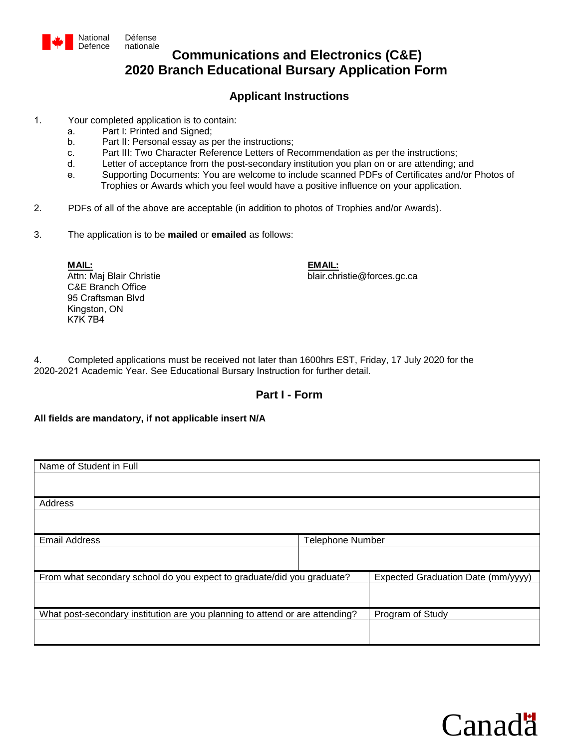National Defence Défense nationale

# Communications and Electronics (C&E) 2020 Branch Educational Bursary Application Form

## Applicant Instructions

1. Your completed application is to contain:
   a. Part I: Printed and Signed;
   b. Part II: Personal essay as per the instructions;
   c. Part III: Two Character Reference Letters of Recommendation as per the instructions;
   d. Letter of acceptance from the post-secondary institution you plan on or are attending; and
   e. Supporting Documents: You are welcome to include scanned PDFs of Certificates and/or Photos of Trophies or Awards which you feel would have a positive influence on your application.

2. PDFs of all of the above are acceptable (in addition to photos of Trophies and/or Awards).

3. The application is to be **mailed** or **emailed** as follows:

**MAIL:**
Attn: Maj Blair Christie
C&E Branch Office
95 Craftsman Blvd
Kingston, ON
K7K 7B4

**EMAIL:**
blair.christie@forces.gc.ca

4. Completed applications must be received not later than 1600hrs EST, Friday, 17 July 2020 for the 2020-2021 Academic Year. See Educational Bursary Instruction for further detail.

## Part I - Form

**All fields are mandatory, if not applicable insert N/A**

| Name of Student in Full | |
|---|---|
| | |
| **Address** | |
| | |
| **Email Address** | **Telephone Number** |
| | |
| **From what secondary school do you expect to graduate/did you graduate?** | **Expected Graduation Date (mm/yyyy)** |
| | |
| **What post-secondary institution are you planning to attend or are attending?** | **Program of Study** |
| | |

Canada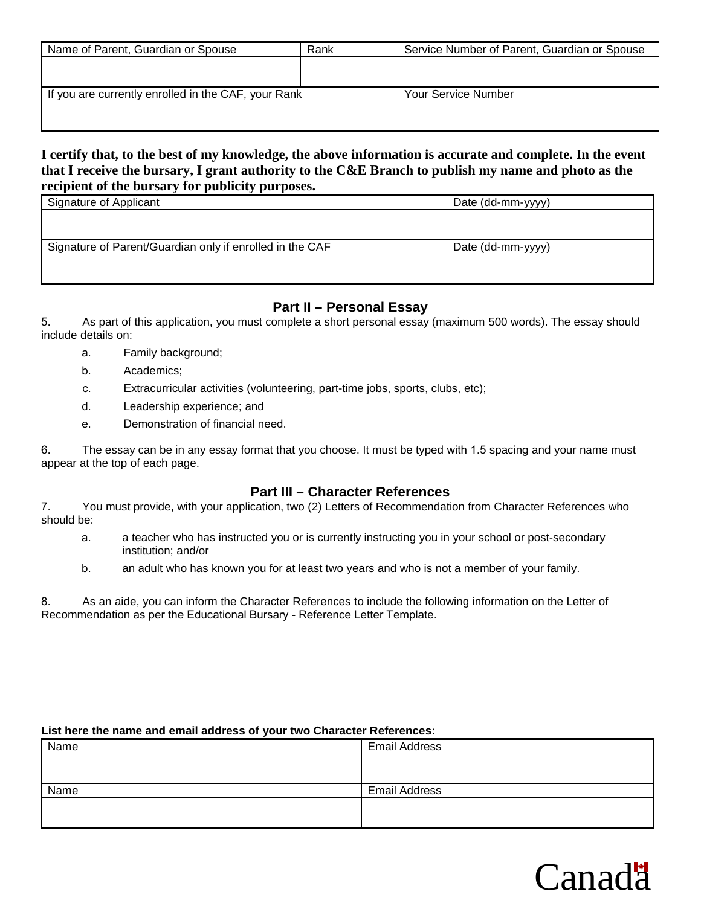| Name of Parent, Guardian or Spouse | Rank | Service Number of Parent, Guardian or Spouse |
| --- | --- | --- |
| | | |
| If you are currently enrolled in the CAF, your Rank | | Your Service Number |
| | | |

**I certify that, to the best of my knowledge, the above information is accurate and complete. In the event that I receive the bursary, I grant authority to the C&E Branch to publish my name and photo as the recipient of the bursary for publicity purposes.**

| Signature of Applicant | Date (dd-mm-yyyy) |
| --- | --- |
| | |
| Signature of Parent/Guardian only if enrolled in the CAF | Date (dd-mm-yyyy) |
| | |

## Part II – Personal Essay

5. As part of this application, you must complete a short personal essay (maximum 500 words). The essay should include details on:

   a. Family background;

   b. Academics;

   c. Extracurricular activities (volunteering, part-time jobs, sports, clubs, etc);

   d. Leadership experience; and

   e. Demonstration of financial need.

6. The essay can be in any essay format that you choose. It must be typed with 1.5 spacing and your name must appear at the top of each page.

## Part III – Character References

7. You must provide, with your application, two (2) Letters of Recommendation from Character References who should be:

   a. a teacher who has instructed you or is currently instructing you in your school or post-secondary institution; and/or

   b. an adult who has known you for at least two years and who is not a member of your family.

8. As an aide, you can inform the Character References to include the following information on the Letter of Recommendation as per the Educational Bursary - Reference Letter Template.

**List here the name and email address of your two Character References:**

| Name | Email Address |
| --- | --- |
| | |
| Name | Email Address |
| | |

Canada